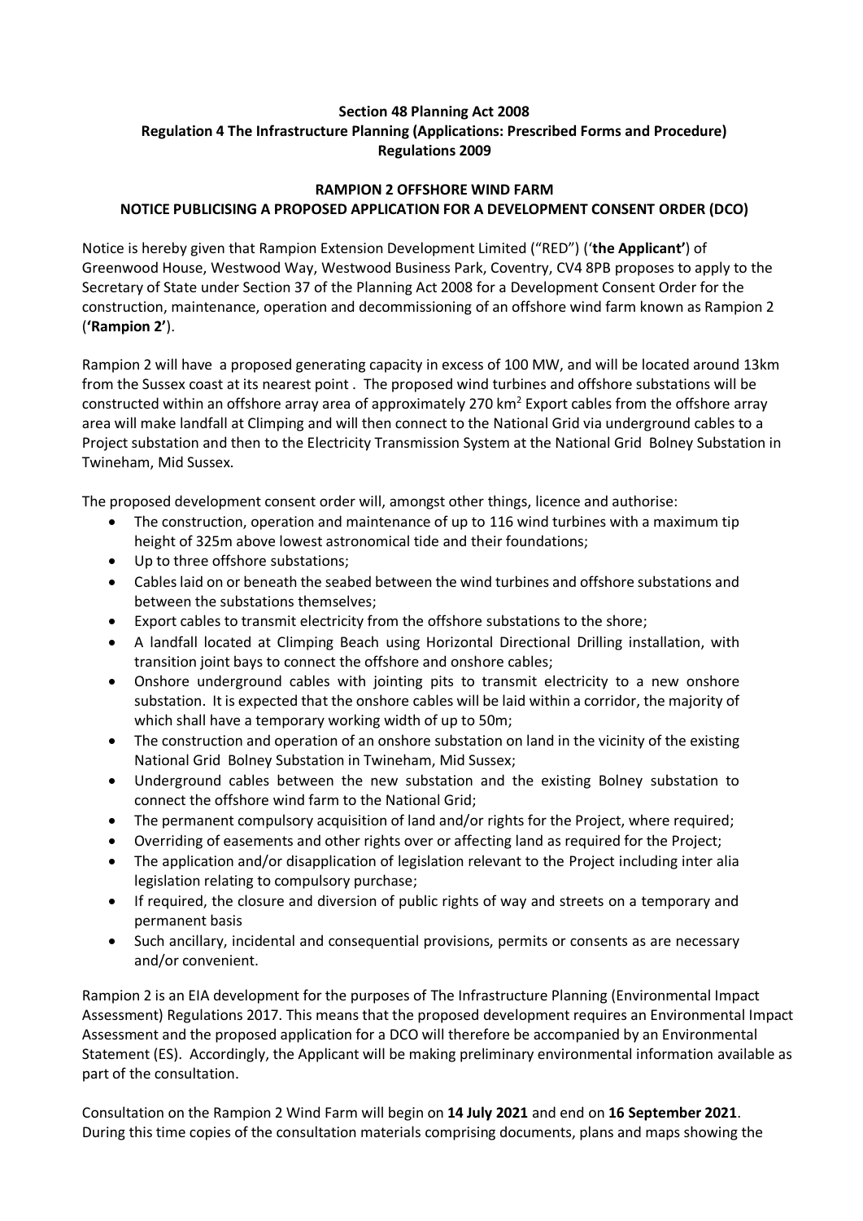**Section 48 Planning Act 2008**
**Regulation 4 The Infrastructure Planning (Applications: Prescribed Forms and Procedure) Regulations 2009**

**RAMPION 2 OFFSHORE WIND FARM**
**NOTICE PUBLICISING A PROPOSED APPLICATION FOR A DEVELOPMENT CONSENT ORDER (DCO)**

Notice is hereby given that Rampion Extension Development Limited ("RED") ('**the Applicant'**) of Greenwood House, Westwood Way, Westwood Business Park, Coventry, CV4 8PB proposes to apply to the Secretary of State under Section 37 of the Planning Act 2008 for a Development Consent Order for the construction, maintenance, operation and decommissioning of an offshore wind farm known as Rampion 2 (**'Rampion 2'**).

Rampion 2 will have a proposed generating capacity in excess of 100 MW, and will be located around 13km from the Sussex coast at its nearest point . The proposed wind turbines and offshore substations will be constructed within an offshore array area of approximately 270 km$^2$ Export cables from the offshore array area will make landfall at Climping and will then connect to the National Grid via underground cables to a Project substation and then to the Electricity Transmission System at the National Grid Bolney Substation in Twineham, Mid Sussex.

The proposed development consent order will, amongst other things, licence and authorise:

- The construction, operation and maintenance of up to 116 wind turbines with a maximum tip height of 325m above lowest astronomical tide and their foundations;
- Up to three offshore substations;
- Cables laid on or beneath the seabed between the wind turbines and offshore substations and between the substations themselves;
- Export cables to transmit electricity from the offshore substations to the shore;
- A landfall located at Climping Beach using Horizontal Directional Drilling installation, with transition joint bays to connect the offshore and onshore cables;
- Onshore underground cables with jointing pits to transmit electricity to a new onshore substation. It is expected that the onshore cables will be laid within a corridor, the majority of which shall have a temporary working width of up to 50m;
- The construction and operation of an onshore substation on land in the vicinity of the existing National Grid Bolney Substation in Twineham, Mid Sussex;
- Underground cables between the new substation and the existing Bolney substation to connect the offshore wind farm to the National Grid;
- The permanent compulsory acquisition of land and/or rights for the Project, where required;
- Overriding of easements and other rights over or affecting land as required for the Project;
- The application and/or disapplication of legislation relevant to the Project including inter alia legislation relating to compulsory purchase;
- If required, the closure and diversion of public rights of way and streets on a temporary and permanent basis
- Such ancillary, incidental and consequential provisions, permits or consents as are necessary and/or convenient.

Rampion 2 is an EIA development for the purposes of The Infrastructure Planning (Environmental Impact Assessment) Regulations 2017. This means that the proposed development requires an Environmental Impact Assessment and the proposed application for a DCO will therefore be accompanied by an Environmental Statement (ES). Accordingly, the Applicant will be making preliminary environmental information available as part of the consultation.

Consultation on the Rampion 2 Wind Farm will begin on **14 July 2021** and end on **16 September 2021**. During this time copies of the consultation materials comprising documents, plans and maps showing the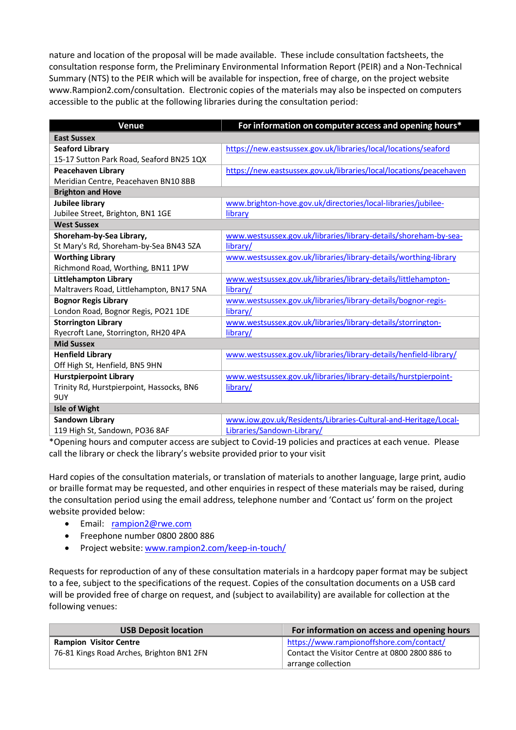nature and location of the proposal will be made available. These include consultation factsheets, the consultation response form, the Preliminary Environmental Information Report (PEIR) and a Non-Technical Summary (NTS) to the PEIR which will be available for inspection, free of charge, on the project website www.Rampion2.com/consultation. Electronic copies of the materials may also be inspected on computers accessible to the public at the following libraries during the consultation period:

| Venue | For information on computer access and opening hours* |
|---|---|
| **East Sussex** | |
| **Seaford Library**<br>15-17 Sutton Park Road, Seaford BN25 1QX | https://new.eastsussex.gov.uk/libraries/local/locations/seaford |
| **Peacehaven Library**<br>Meridian Centre, Peacehaven BN10 8BB | https://new.eastsussex.gov.uk/libraries/local/locations/peacehaven |
| **Brighton and Hove** | |
| **Jubilee library**<br>Jubilee Street, Brighton, BN1 1GE | www.brighton-hove.gov.uk/directories/local-libraries/jubilee-library |
| **West Sussex** | |
| **Shoreham-by-Sea Library,**<br>St Mary's Rd, Shoreham-by-Sea BN43 5ZA | www.westsussex.gov.uk/libraries/library-details/shoreham-by-sea-library/ |
| **Worthing Library**<br>Richmond Road, Worthing, BN11 1PW | www.westsussex.gov.uk/libraries/library-details/worthing-library |
| **Littlehampton Library**<br>Maltravers Road, Littlehampton, BN17 5NA | www.westsussex.gov.uk/libraries/library-details/littlehampton-library/ |
| **Bognor Regis Library**<br>London Road, Bognor Regis, PO21 1DE | www.westsussex.gov.uk/libraries/library-details/bognor-regis-library/ |
| **Storrington Library**<br>Ryecroft Lane, Storrington, RH20 4PA | www.westsussex.gov.uk/libraries/library-details/storrington-library/ |
| **Mid Sussex** | |
| **Henfield Library**<br>Off High St, Henfield, BN5 9HN | www.westsussex.gov.uk/libraries/library-details/henfield-library/ |
| **Hurstpierpoint Library**<br>Trinity Rd, Hurstpierpoint, Hassocks, BN6 9UY | www.westsussex.gov.uk/libraries/library-details/hurstpierpoint-library/ |
| **Isle of Wight** | |
| **Sandown Library**<br>119 High St, Sandown, PO36 8AF | www.iow.gov.uk/Residents/Libraries-Cultural-and-Heritage/Local-Libraries/Sandown-Library/ |

*Opening hours and computer access are subject to Covid-19 policies and practices at each venue. Please call the library or check the library's website provided prior to your visit

Hard copies of the consultation materials, or translation of materials to another language, large print, audio or braille format may be requested, and other enquiries in respect of these materials may be raised, during the consultation period using the email address, telephone number and 'Contact us' form on the project website provided below:

- Email: rampion2@rwe.com
- Freephone number 0800 2800 886
- Project website: www.rampion2.com/keep-in-touch/

Requests for reproduction of any of these consultation materials in a hardcopy paper format may be subject to a fee, subject to the specifications of the request. Copies of the consultation documents on a USB card will be provided free of charge on request, and (subject to availability) are available for collection at the following venues:

| USB Deposit location | For information on access and opening hours |
|---|---|
| **Rampion Visitor Centre**<br>76-81 Kings Road Arches, Brighton BN1 2FN | https://www.rampionoffshore.com/contact/<br>Contact the Visitor Centre at 0800 2800 886 to arrange collection |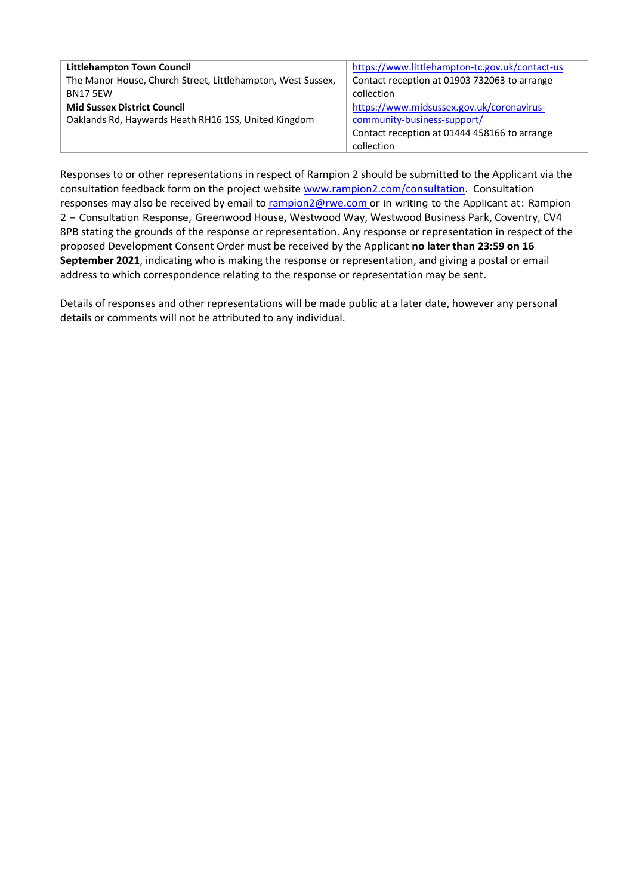| | |
|---|---|
| **Littlehampton Town Council**<br>The Manor House, Church Street, Littlehampton, West Sussex, BN17 5EW | https://www.littlehampton-tc.gov.uk/contact-us<br>Contact reception at 01903 732063 to arrange collection |
| **Mid Sussex District Council**<br>Oaklands Rd, Haywards Heath RH16 1SS, United Kingdom | https://www.midsussex.gov.uk/coronavirus-community-business-support/<br>Contact reception at 01444 458166 to arrange collection |

Responses to or other representations in respect of Rampion 2 should be submitted to the Applicant via the consultation feedback form on the project website www.rampion2.com/consultation. Consultation responses may also be received by email to rampion2@rwe.com or in writing to the Applicant at: Rampion 2 – Consultation Response, Greenwood House, Westwood Way, Westwood Business Park, Coventry, CV4 8PB stating the grounds of the response or representation. Any response or representation in respect of the proposed Development Consent Order must be received by the Applicant **no later than 23:59 on 16 September 2021**, indicating who is making the response or representation, and giving a postal or email address to which correspondence relating to the response or representation may be sent.

Details of responses and other representations will be made public at a later date, however any personal details or comments will not be attributed to any individual.